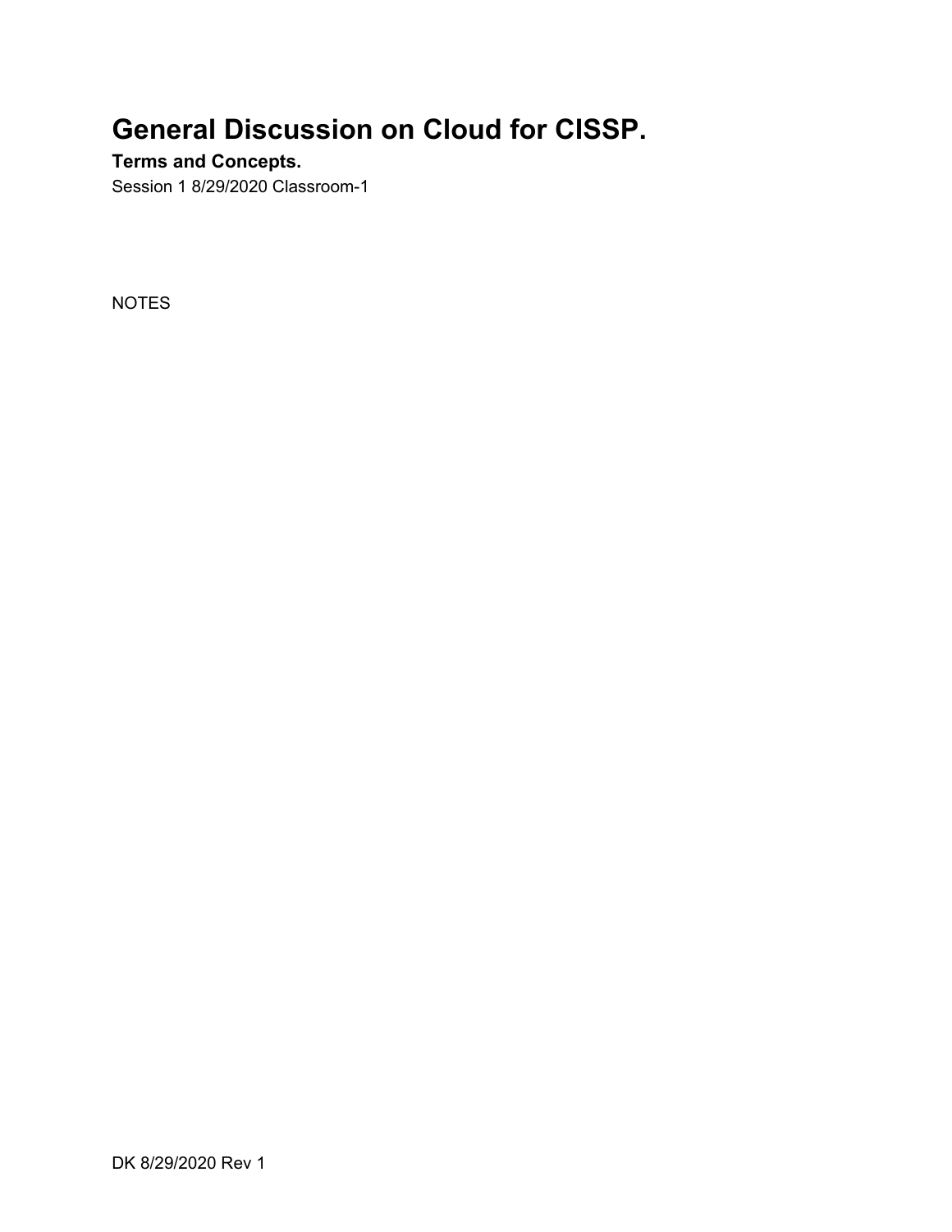# General Discussion on Cloud for CISSP.

**Terms and Concepts.**

Session 1 8/29/2020 Classroom-1

NOTES

DK 8/29/2020 Rev 1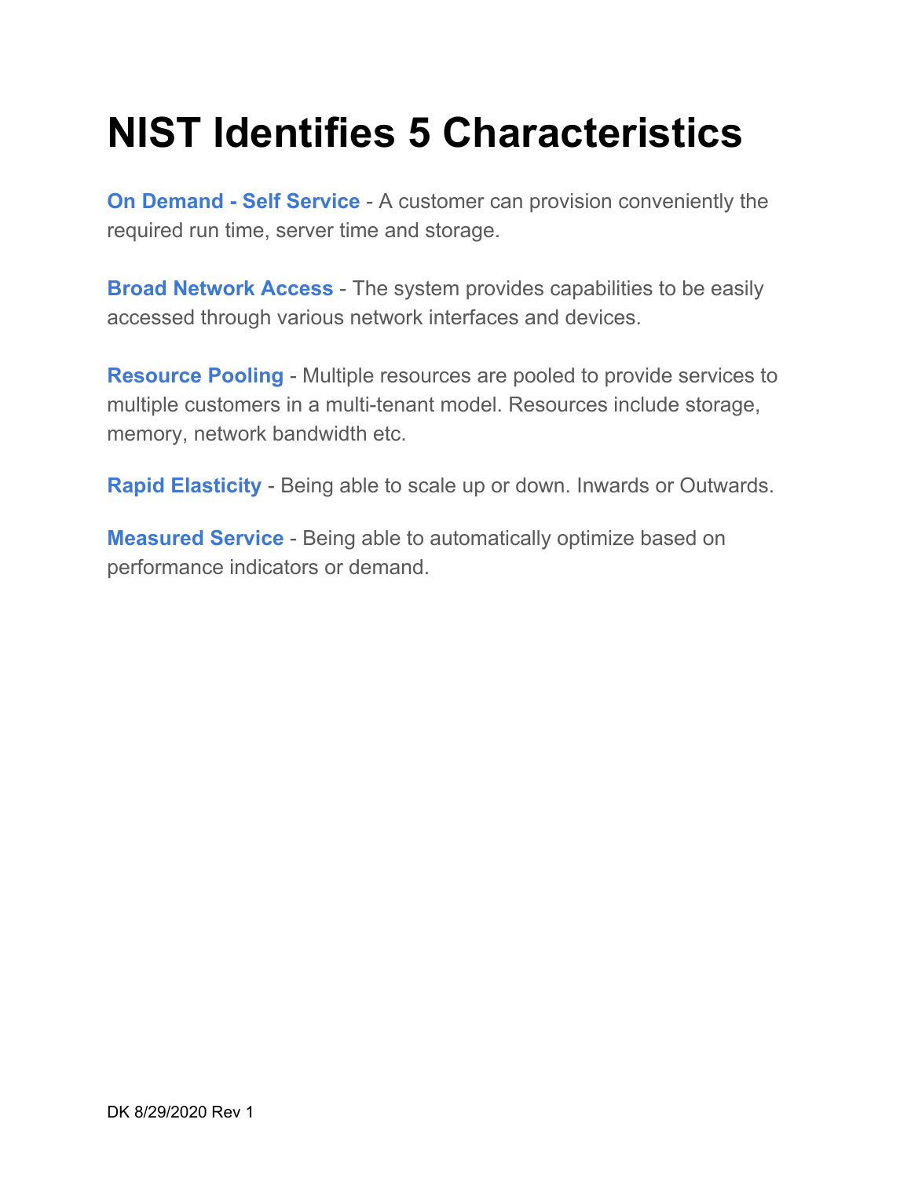# NIST Identifies 5 Characteristics

**On Demand - Self Service** - A customer can provision conveniently the required run time, server time and storage.

**Broad Network Access** - The system provides capabilities to be easily accessed through various network interfaces and devices.

**Resource Pooling** - Multiple resources are pooled to provide services to multiple customers in a multi-tenant model. Resources include storage, memory, network bandwidth etc.

**Rapid Elasticity** - Being able to scale up or down. Inwards or Outwards.

**Measured Service** - Being able to automatically optimize based on performance indicators or demand.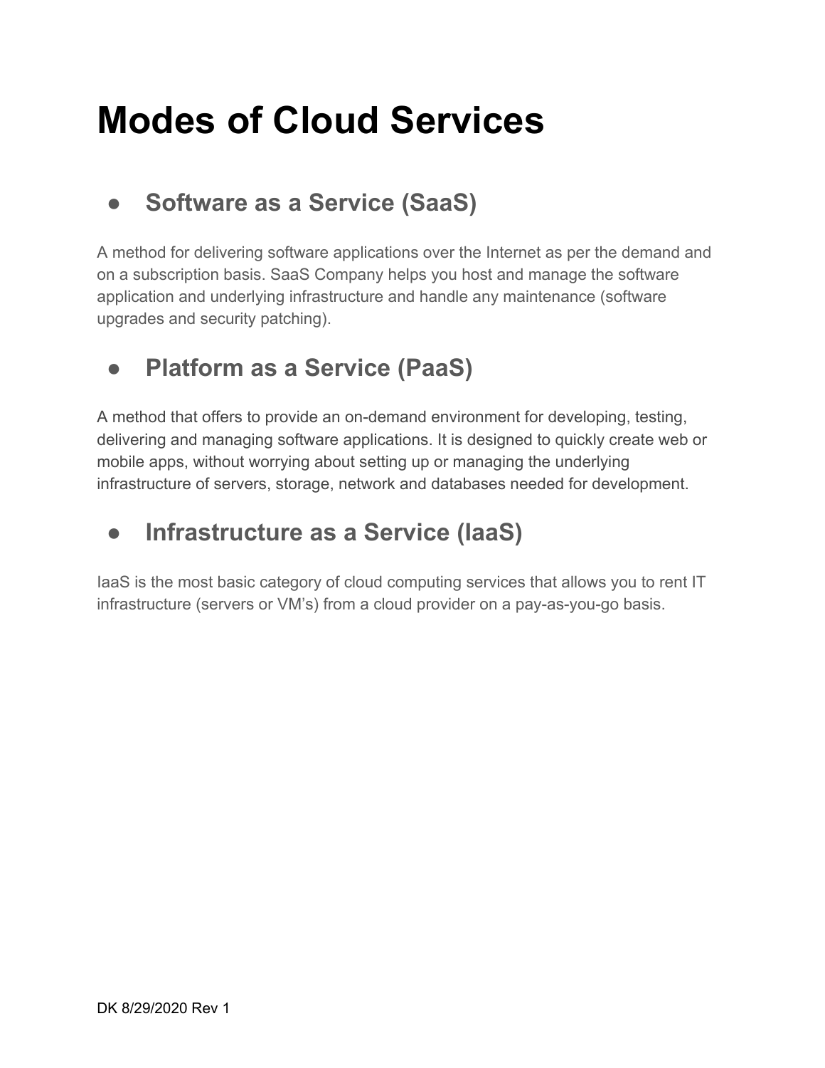# Modes of Cloud Services

- ## Software as a Service (SaaS)

A method for delivering software applications over the Internet as per the demand and on a subscription basis. SaaS Company helps you host and manage the software application and underlying infrastructure and handle any maintenance (software upgrades and security patching).

- ## Platform as a Service (PaaS)

A method that offers to provide an on-demand environment for developing, testing, delivering and managing software applications. It is designed to quickly create web or mobile apps, without worrying about setting up or managing the underlying infrastructure of servers, storage, network and databases needed for development.

- ## Infrastructure as a Service (IaaS)

IaaS is the most basic category of cloud computing services that allows you to rent IT infrastructure (servers or VM's) from a cloud provider on a pay-as-you-go basis.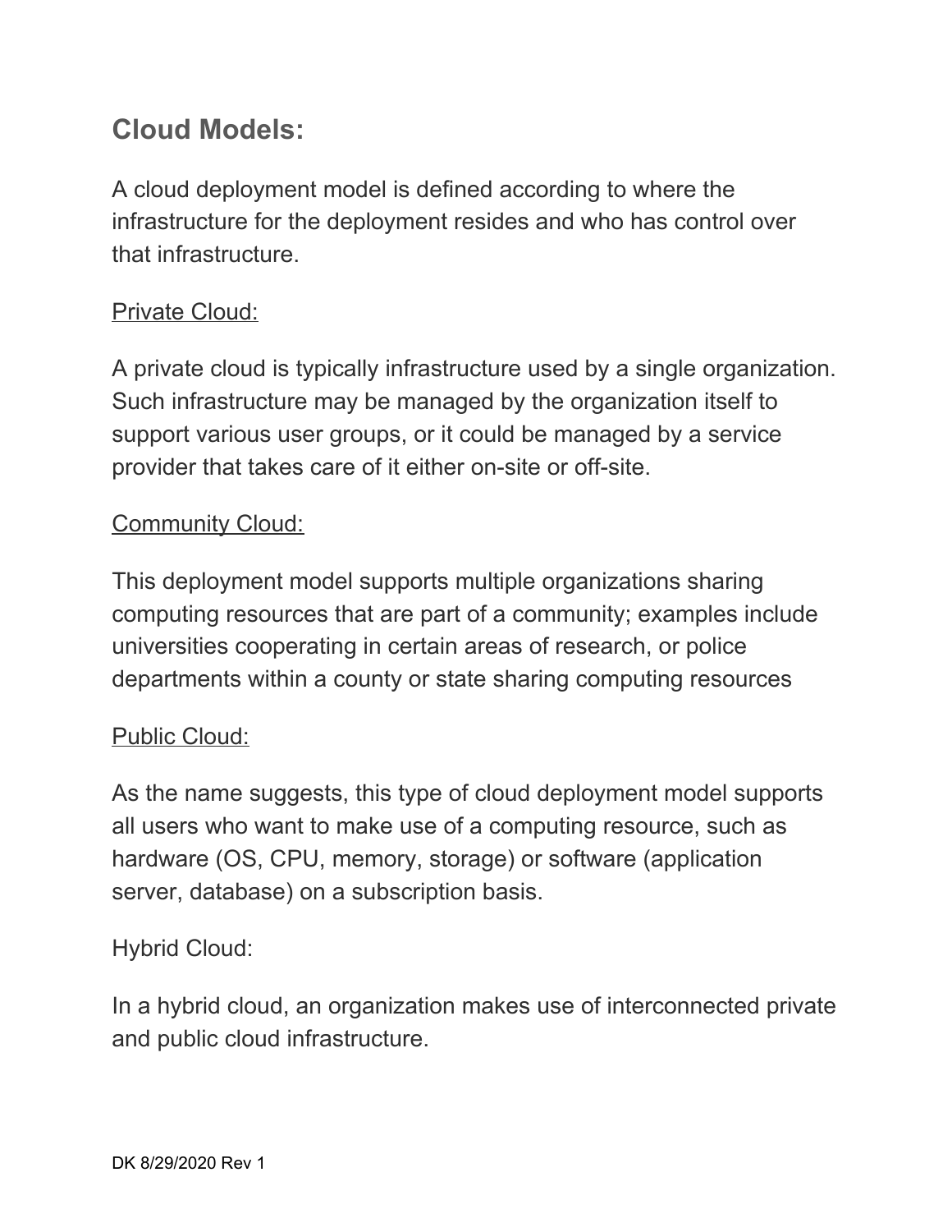## Cloud Models:

A cloud deployment model is defined according to where the infrastructure for the deployment resides and who has control over that infrastructure.

<u>Private Cloud:</u>

A private cloud is typically infrastructure used by a single organization. Such infrastructure may be managed by the organization itself to support various user groups, or it could be managed by a service provider that takes care of it either on-site or off-site.

<u>Community Cloud:</u>

This deployment model supports multiple organizations sharing computing resources that are part of a community; examples include universities cooperating in certain areas of research, or police departments within a county or state sharing computing resources

<u>Public Cloud:</u>

As the name suggests, this type of cloud deployment model supports all users who want to make use of a computing resource, such as hardware (OS, CPU, memory, storage) or software (application server, database) on a subscription basis.

Hybrid Cloud:

In a hybrid cloud, an organization makes use of interconnected private and public cloud infrastructure.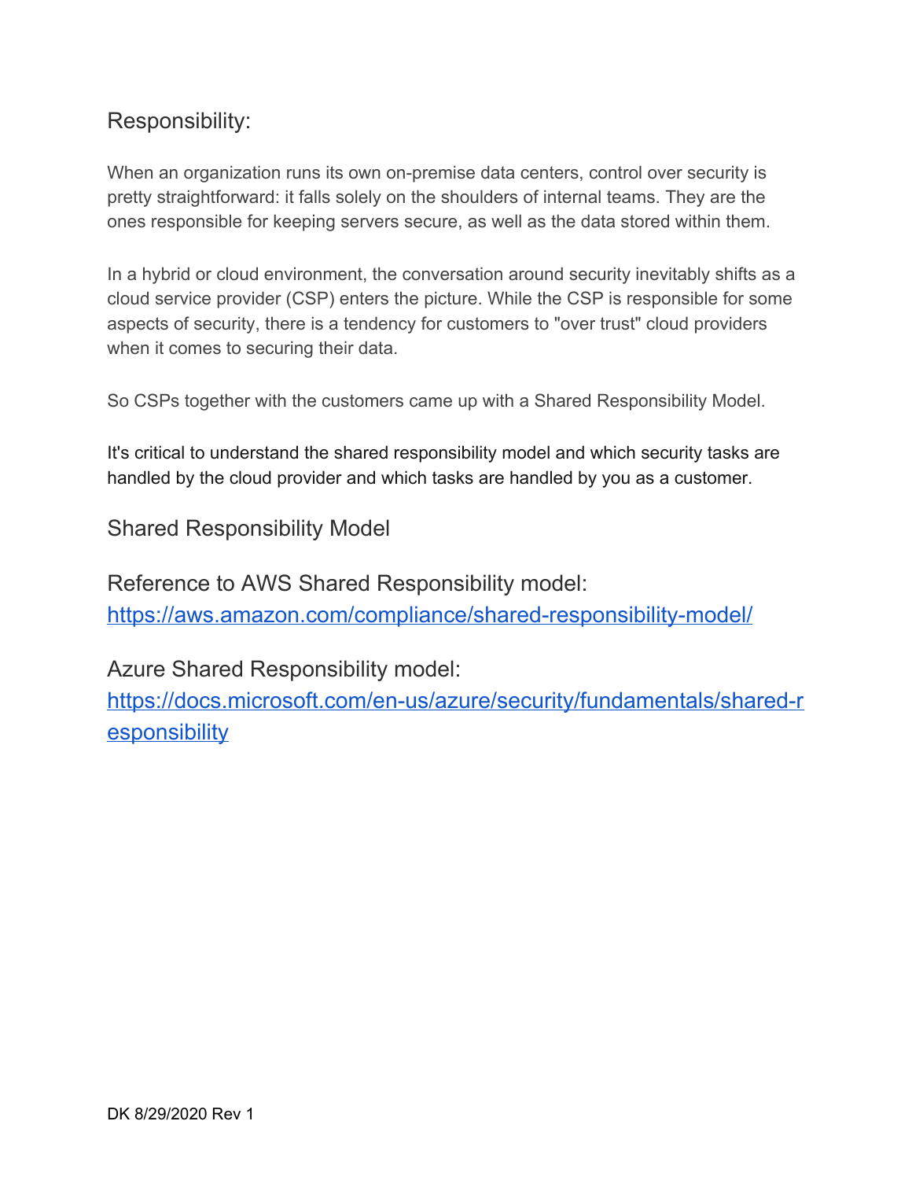## Responsibility:

When an organization runs its own on-premise data centers, control over security is pretty straightforward: it falls solely on the shoulders of internal teams. They are the ones responsible for keeping servers secure, as well as the data stored within them.

In a hybrid or cloud environment, the conversation around security inevitably shifts as a cloud service provider (CSP) enters the picture. While the CSP is responsible for some aspects of security, there is a tendency for customers to "over trust" cloud providers when it comes to securing their data.

So CSPs together with the customers came up with a Shared Responsibility Model.

It's critical to understand the shared responsibility model and which security tasks are handled by the cloud provider and which tasks are handled by you as a customer.

## Shared Responsibility Model

Reference to AWS Shared Responsibility model:
[https://aws.amazon.com/compliance/shared-responsibility-model/](https://aws.amazon.com/compliance/shared-responsibility-model/)

Azure Shared Responsibility model:
[https://docs.microsoft.com/en-us/azure/security/fundamentals/shared-responsibility](https://docs.microsoft.com/en-us/azure/security/fundamentals/shared-responsibility)

DK 8/29/2020 Rev 1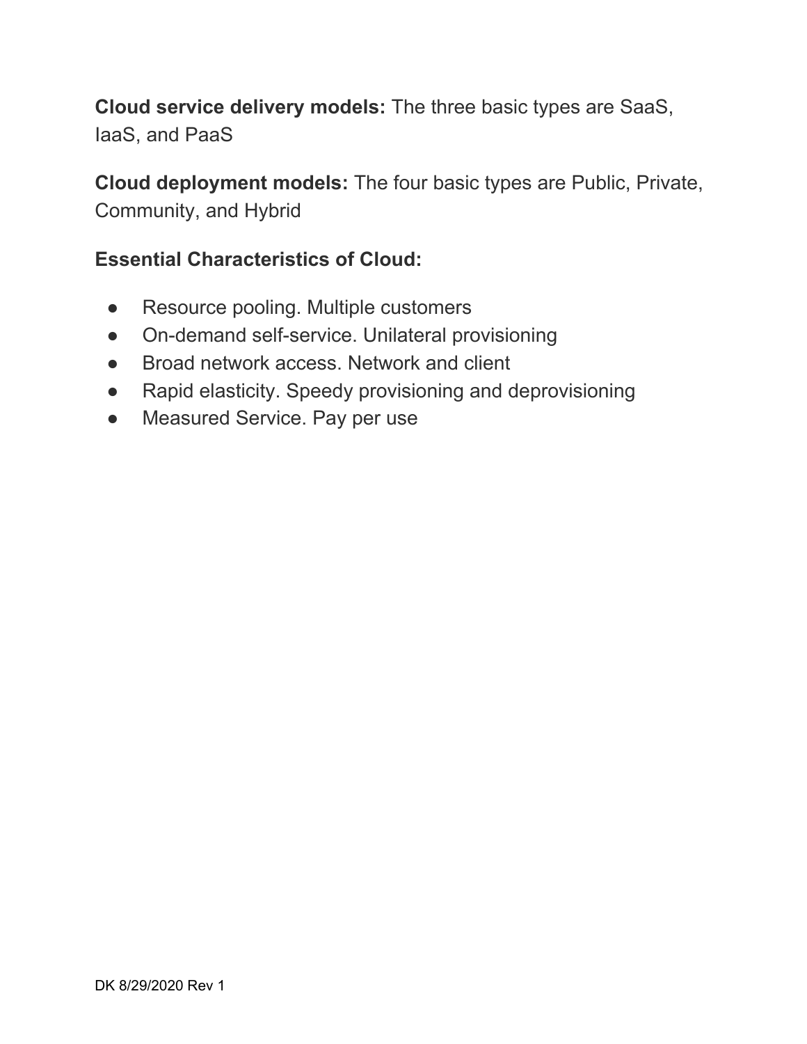**Cloud service delivery models:** The three basic types are SaaS, IaaS, and PaaS

**Cloud deployment models:** The four basic types are Public, Private, Community, and Hybrid

**Essential Characteristics of Cloud:**

- Resource pooling. Multiple customers
- On-demand self-service. Unilateral provisioning
- Broad network access. Network and client
- Rapid elasticity. Speedy provisioning and deprovisioning
- Measured Service. Pay per use

DK 8/29/2020 Rev 1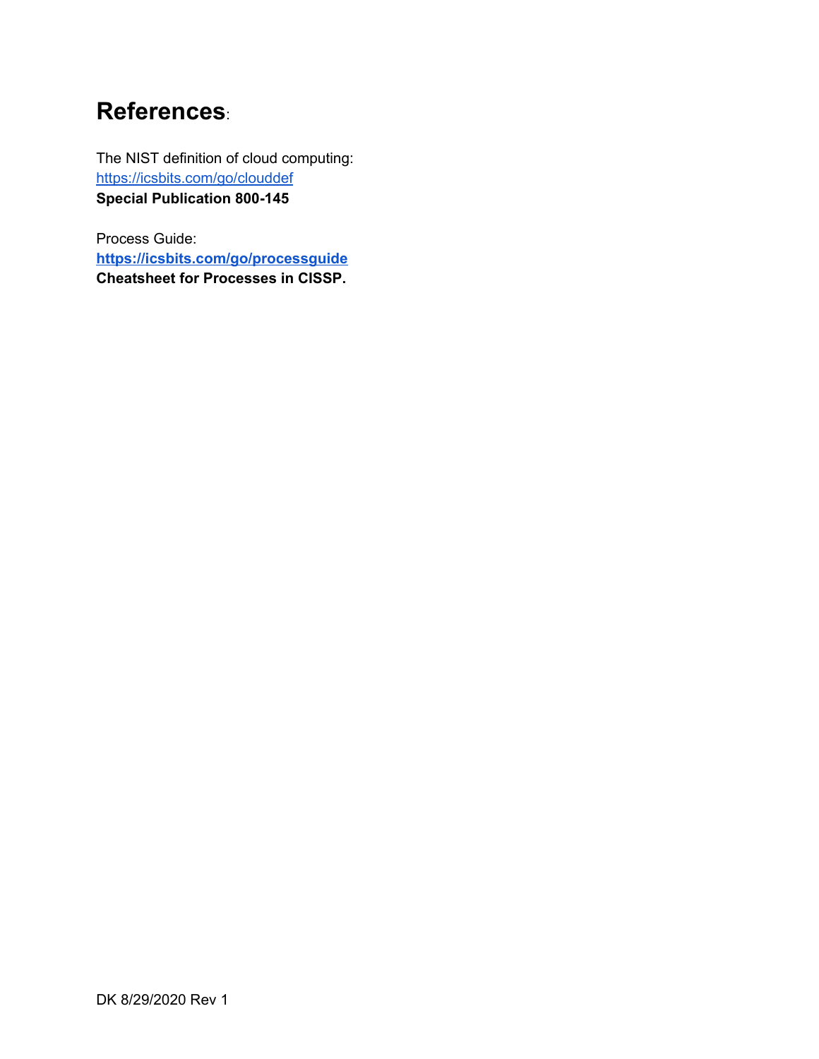# References:

The NIST definition of cloud computing:
https://icsbits.com/go/clouddef
**Special Publication 800-145**

Process Guide:
**https://icsbits.com/go/processguide**
**Cheatsheet for Processes in CISSP.**

DK 8/29/2020 Rev 1